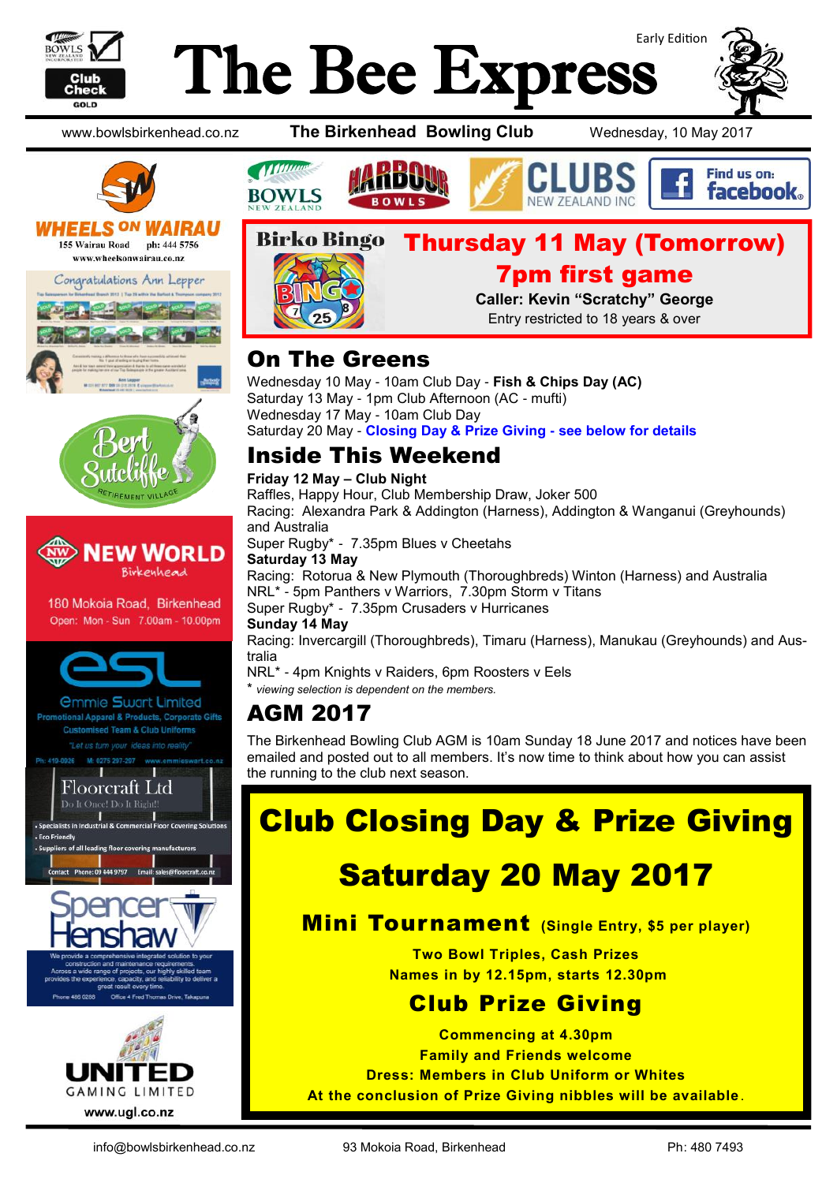# The Bee Express

Early Edition

www.bowlsbirkenhead.co.nz | **The Birkenhead Bowling Club** | Wednesday, 10 May 2017

## Birko Bingo

**Thursday 11 May (Tomorrow)**

**7pm first game**

**Caller: Kevin "Scratchy" George**

Entry restricted to 18 years & over

## On The Greens

Wednesday 10 May - 10am Club Day - **Fish & Chips Day (AC)**
Saturday 13 May - 1pm Club Afternoon (AC - mufti)
Wednesday 17 May - 10am Club Day
Saturday 20 May - **Closing Day & Prize Giving - see below for details**

## Inside This Weekend

**Friday 12 May – Club Night**
Raffles, Happy Hour, Club Membership Draw, Joker 500
Racing: Alexandra Park & Addington (Harness), Addington & Wanganui (Greyhounds) and Australia
Super Rugby* - 7.35pm Blues v Cheetahs

**Saturday 13 May**
Racing: Rotorua & New Plymouth (Thoroughbreds) Winton (Harness) and Australia
NRL* - 5pm Panthers v Warriors, 7.30pm Storm v Titans
Super Rugby* - 7.35pm Crusaders v Hurricanes

**Sunday 14 May**
Racing: Invercargill (Thoroughbreds), Timaru (Harness), Manukau (Greyhounds) and Australia
NRL* - 4pm Knights v Raiders, 6pm Roosters v Eels

\* *viewing selection is dependent on the members.*

## AGM 2017

The Birkenhead Bowling Club AGM is 10am Sunday 18 June 2017 and notices have been emailed and posted out to all members. It's now time to think about how you can assist the running to the club next season.

## Club Closing Day & Prize Giving

## Saturday 20 May 2017

### Mini Tournament (Single Entry, $5 per player)

**Two Bowl Triples, Cash Prizes**
**Names in by 12.15pm, starts 12.30pm**

### Club Prize Giving

**Commencing at 4.30pm**
**Family and Friends welcome**
**Dress: Members in Club Uniform or Whites**
**At the conclusion of Prize Giving nibbles will be available.**

---

**WHEELS ON WAIRAU** 155 Wairau Road ph: 444 5756 www.wheelsonwairau.co.nz

Congratulations Ann Lepper

Bert Sutcliffe Retirement Village

**NEW WORLD** Birkenhead — 180 Mokoia Road, Birkenhead — Open: Mon - Sun 7.00am - 10.00pm

**esl** Emmie Swart Limited — Promotional Apparel & Products, Corporate Gifts — Customised Team & Club Uniforms — "Let us turn your ideas into reality" — Ph: 410-0926 M: 0275 297-207 www.emmieswart.co.nz

**Floorcraft Ltd** — Do It Once! Do It Right! — Specialists in Industrial & Commercial Floor Covering Solutions — Eco Friendly — Suppliers of all leading floor covering manufacturers — Contact Phone: 09 444 9757 Email: sales@floorcraft.co.nz

**Spencer Henshaw** — We provide a comprehensive integrated solution to your construction and maintenance requirements. Across a wide range of projects, our highly skilled team provides the experience, capacity, and reliability to deliver a great result every time. — Phone 486 0288 Office 4 Fred Thomas Drive, Takapuna

**UNITED GAMING LIMITED** www.ugl.co.nz

info@bowlsbirkenhead.co.nz | 93 Mokoia Road, Birkenhead | Ph: 480 7493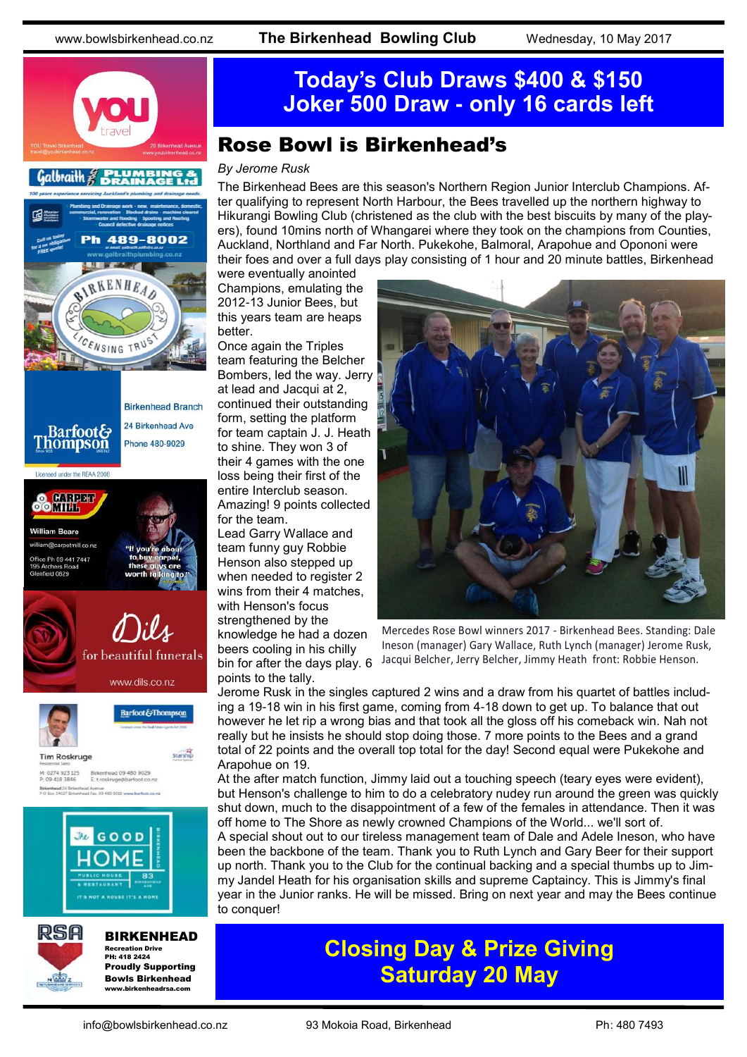# Today's Club Draws $400 & $150
# Joker 500 Draw - only 16 cards left

## Rose Bowl is Birkenhead's

*By Jerome Rusk*

The Birkenhead Bees are this season's Northern Region Junior Interclub Champions. After qualifying to represent North Harbour, the Bees travelled up the northern highway to Hikurangi Bowling Club (christened as the club with the best biscuits by many of the players), found 10mins north of Whangarei where they took on the champions from Counties, Auckland, Northland and Far North. Pukekohe, Balmoral, Arapohue and Opononi were their foes and over a full days play consisting of 1 hour and 20 minute battles, Birkenhead were eventually anointed Champions, emulating the 2012-13 Junior Bees, but this years team are heaps better.

Once again the Triples team featuring the Belcher Bombers, led the way. Jerry at lead and Jacqui at 2, continued their outstanding form, setting the platform for team captain J. J. Heath to shine. They won 3 of their 4 games with the one loss being their first of the entire Interclub season. Amazing! 9 points collected for the team.

Lead Garry Wallace and team funny guy Robbie Henson also stepped up when needed to register 2 wins from their 4 matches, with Henson's focus strengthened by the knowledge he had a dozen beers cooling in his chilly bin for after the days play. 6 points to the tally.

Mercedes Rose Bowl winners 2017 - Birkenhead Bees. Standing: Dale Ineson (manager) Gary Wallace, Ruth Lynch (manager) Jerome Rusk, Jacqui Belcher, Jerry Belcher, Jimmy Heath front: Robbie Henson.

Jerome Rusk in the singles captured 2 wins and a draw from his quartet of battles including a 19-18 win in his first game, coming from 4-18 down to get up. To balance that out however he let rip a wrong bias and that took all the gloss off his comeback win. Nah not really but he insists he should stop doing those. 7 more points to the Bees and a grand total of 22 points and the overall top total for the day! Second equal were Pukekohe and Arapohue on 19.

At the after match function, Jimmy laid out a touching speech (teary eyes were evident), but Henson's challenge to him to do a celebratory nudey run around the green was quickly shut down, much to the disappointment of a few of the females in attendance. Then it was off home to The Shore as newly crowned Champions of the World... we'll sort of.

A special shout out to our tireless management team of Dale and Adele Ineson, who have been the backbone of the team. Thank you to Ruth Lynch and Gary Beer for their support up north. Thank you to the Club for the continual backing and a special thumbs up to Jimmy Jandel Heath for his organisation skills and supreme Captaincy. This is Jimmy's final year in the Junior ranks. He will be missed. Bring on next year and may the Bees continue to conquer!

# Closing Day & Prize Giving
# Saturday 20 May

YOU travel — YOU Travel Birkenhead, travel@youbirkenhead.co.nz, 26 Birkenhead Avenue, www.youbirkenhead.co.nz

Galbraith Plumbing & Drainage Ltd — 100 years experience servicing Auckland's plumbing and drainage needs. Plumbing and Drainage work - new, maintenance, domestic, commercial, renovation - Blocked drains - machine cleared - Stormwater and flooding - Spouting and Roofing - Council defective drainage notices. Call us today for a no obligation FREE quote! Ph 489-8002, or email: galbraith.p@xtra.co.nz, www.galbraithplumbing.co.nz

Birkenhead Licensing Trust

Barfoot & Thompson — Birkenhead Branch, 24 Birkenhead Ave, Phone 480-9029. Licensed under the REAA 2008

Carpet Mill — William Beare, william@carpetmill.co.nz, Office Ph 09 441 7447, 195 Archers Road, Glenfield 0629. "If you're about to buy carpet, these guys are worth talking to!"

Dils for beautiful funerals — www.dils.co.nz

Barfoot & Thompson — Tim Roskruge, Residential Sales. M: 0274 923 125, P: 09 418 3846, Birkenhead 09 480 9029, E: t.roskruge@barfoot.co.nz

The Good Home — Birkenhead. Public House & Restaurant, 83 Birkenhead Ave. It's not a house it's a home

RSA Birkenhead — Recreation Drive, PH: 418 2424. Proudly Supporting Bowls Birkenhead. www.birkenheadrsa.com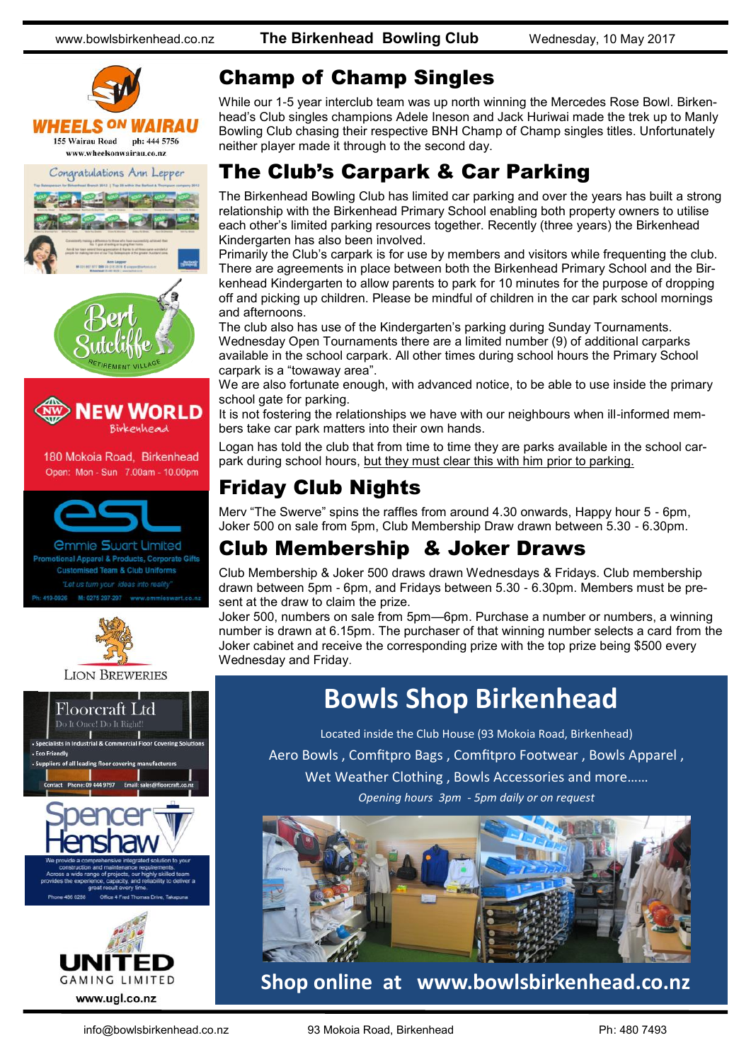## Champ of Champ Singles

While our 1-5 year interclub team was up north winning the Mercedes Rose Bowl. Birkenhead's Club singles champions Adele Ineson and Jack Huriwai made the trek up to Manly Bowling Club chasing their respective BNH Champ of Champ singles titles. Unfortunately neither player made it through to the second day.

## The Club's Carpark & Car Parking

The Birkenhead Bowling Club has limited car parking and over the years has built a strong relationship with the Birkenhead Primary School enabling both property owners to utilise each other's limited parking resources together. Recently (three years) the Birkenhead Kindergarten has also been involved.

Primarily the Club's carpark is for use by members and visitors while frequenting the club. There are agreements in place between both the Birkenhead Primary School and the Birkenhead Kindergarten to allow parents to park for 10 minutes for the purpose of dropping off and picking up children. Please be mindful of children in the car park school mornings and afternoons.

The club also has use of the Kindergarten's parking during Sunday Tournaments. Wednesday Open Tournaments there are a limited number (9) of additional carparks available in the school carpark. All other times during school hours the Primary School carpark is a "towaway area".

We are also fortunate enough, with advanced notice, to be able to use inside the primary school gate for parking.

It is not fostering the relationships we have with our neighbours when ill-informed members take car park matters into their own hands.

Logan has told the club that from time to time they are parks available in the school carpark during school hours, <u>but they must clear this with him prior to parking.</u>

## Friday Club Nights

Merv "The Swerve" spins the raffles from around 4.30 onwards, Happy hour 5 - 6pm, Joker 500 on sale from 5pm, Club Membership Draw drawn between 5.30 - 6.30pm.

## Club Membership & Joker Draws

Club Membership & Joker 500 draws drawn Wednesdays & Fridays. Club membership drawn between 5pm - 6pm, and Fridays between 5.30 - 6.30pm. Members must be present at the draw to claim the prize.

Joker 500, numbers on sale from 5pm—6pm. Purchase a number or numbers, a winning number is drawn at 6.15pm. The purchaser of that winning number selects a card from the Joker cabinet and receive the corresponding prize with the top prize being $500 every Wednesday and Friday.

## Bowls Shop Birkenhead

Located inside the Club House (93 Mokoia Road, Birkenhead)

Aero Bowls , Comfitpro Bags , Comfitpro Footwear , Bowls Apparel , Wet Weather Clothing , Bowls Accessories and more……

*Opening hours 3pm - 5pm daily or on request*

**Shop online at www.bowlsbirkenhead.co.nz**

---

**WHEELS ON WAIRAU** 155 Wairau Road ph: 444 5756 www.wheelsonwairau.co.nz

Congratulations Ann Lepper

Bert Sutcliffe Retirement Village

**NEW WORLD** Birkenhead — 180 Mokoia Road, Birkenhead. Open: Mon - Sun 7.00am - 10.00pm

**esl** Emmie Swart Limited — Promotional Apparel & Products, Corporate Gifts. Customised Team & Club Uniforms. "Let us turn your ideas into reality" Ph: 419-0926 M: 0275 297-297 www.emmieswart.co.nz

LION BREWERIES

**Floorcraft Ltd** Do It Once! Do It Right!
- Specialists in Industrial & Commercial Floor Covering Solutions
- Eco Friendly
- Suppliers of all leading floor covering manufacturers

Contact Phone: 09 444 9757 Email: sales@floorcraft.co.nz

**Spencer Henshaw** — We provide a comprehensive integrated solution to your construction and maintenance requirements. Across a wide range of projects, our highly skilled team provides the experience, capacity, and reliability to deliver a great result every time. Phone 486 0286 Office 4 Fred Thomas Drive, Takapuna

**UNITED GAMING LIMITED** www.ugl.co.nz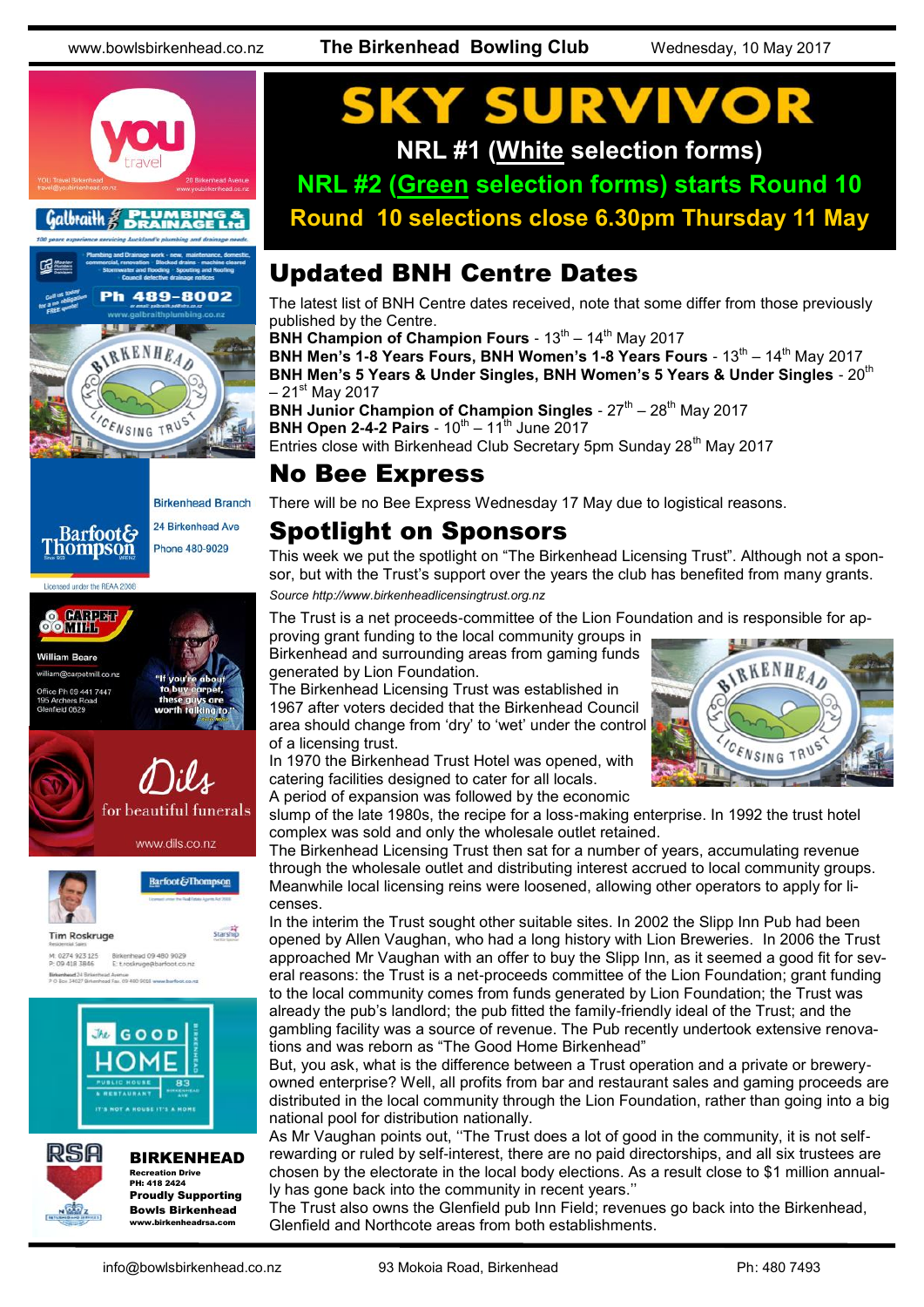# SKY SURVIVOR

**NRL #1 (White selection forms)**

**NRL #2 (Green selection forms) starts Round 10**

**Round 10 selections close 6.30pm Thursday 11 May**

## Updated BNH Centre Dates

The latest list of BNH Centre dates received, note that some differ from those previously published by the Centre.

**BNH Champion of Champion Fours** - 13th – 14th May 2017
**BNH Men's 1-8 Years Fours, BNH Women's 1-8 Years Fours** - 13th – 14th May 2017
**BNH Men's 5 Years & Under Singles, BNH Women's 5 Years & Under Singles** - 20th – 21st May 2017
**BNH Junior Champion of Champion Singles** - 27th – 28th May 2017
**BNH Open 2-4-2 Pairs** - 10th – 11th June 2017
Entries close with Birkenhead Club Secretary 5pm Sunday 28th May 2017

## No Bee Express

There will be no Bee Express Wednesday 17 May due to logistical reasons.

## Spotlight on Sponsors

This week we put the spotlight on "The Birkenhead Licensing Trust". Although not a sponsor, but with the Trust's support over the years the club has benefited from many grants.

*Source http://www.birkenheadlicensingtrust.org.nz*

The Trust is a net proceeds-committee of the Lion Foundation and is responsible for approving grant funding to the local community groups in Birkenhead and surrounding areas from gaming funds generated by Lion Foundation.

The Birkenhead Licensing Trust was established in 1967 after voters decided that the Birkenhead Council area should change from 'dry' to 'wet' under the control of a licensing trust.

In 1970 the Birkenhead Trust Hotel was opened, with catering facilities designed to cater for all locals.

A period of expansion was followed by the economic slump of the late 1980s, the recipe for a loss-making enterprise. In 1992 the trust hotel complex was sold and only the wholesale outlet retained.

The Birkenhead Licensing Trust then sat for a number of years, accumulating revenue through the wholesale outlet and distributing interest accrued to local community groups. Meanwhile local licensing reins were loosened, allowing other operators to apply for licenses.

In the interim the Trust sought other suitable sites. In 2002 the Slipp Inn Pub had been opened by Allen Vaughan, who had a long history with Lion Breweries. In 2006 the Trust approached Mr Vaughan with an offer to buy the Slipp Inn, as it seemed a good fit for several reasons: the Trust is a net-proceeds committee of the Lion Foundation; grant funding to the local community comes from funds generated by Lion Foundation; the Trust was already the pub's landlord; the pub fitted the family-friendly ideal of the Trust; and the gambling facility was a source of revenue. The Pub recently undertook extensive renovations and was reborn as "The Good Home Birkenhead"

But, you ask, what is the difference between a Trust operation and a private or brewery-owned enterprise? Well, all profits from bar and restaurant sales and gaming proceeds are distributed in the local community through the Lion Foundation, rather than going into a big national pool for distribution nationally.

As Mr Vaughan points out, ''The Trust does a lot of good in the community, it is not self-rewarding or ruled by self-interest, there are no paid directorships, and all six trustees are chosen by the electorate in the local body elections. As a result close to $1 million annually has gone back into the community in recent years.''

The Trust also owns the Glenfield pub Inn Field; revenues go back into the Birkenhead, Glenfield and Northcote areas from both establishments.